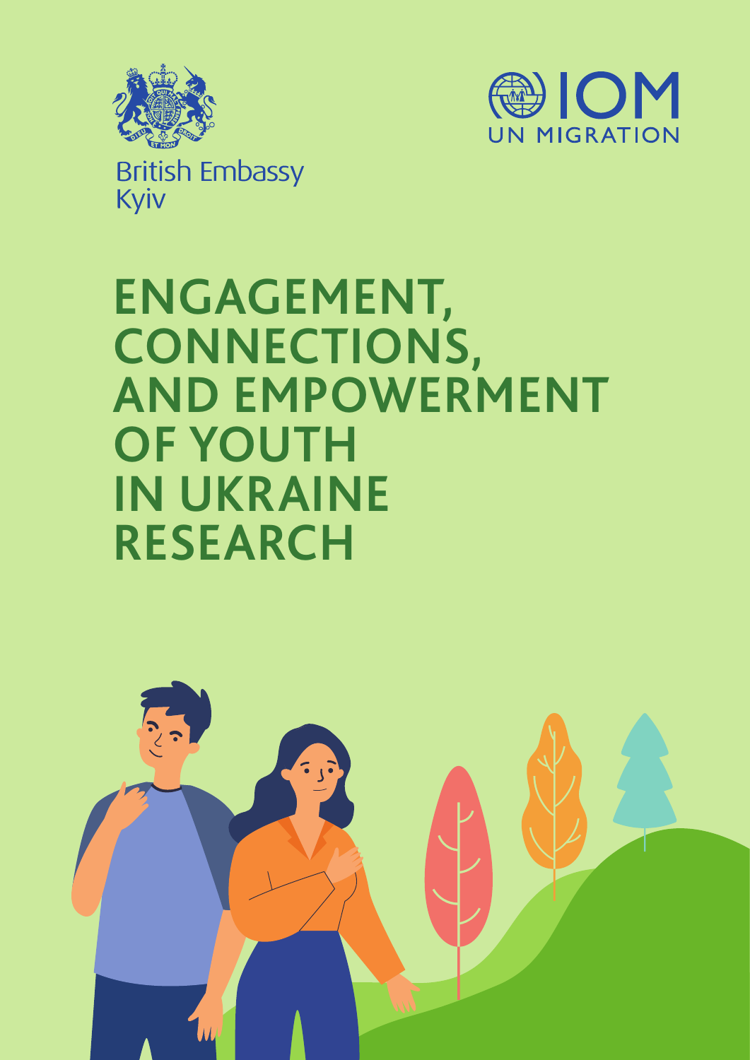British Embassy
Kyiv

IOM
UN MIGRATION

# ENGAGEMENT, CONNECTIONS, AND EMPOWERMENT OF YOUTH IN UKRAINE RESEARCH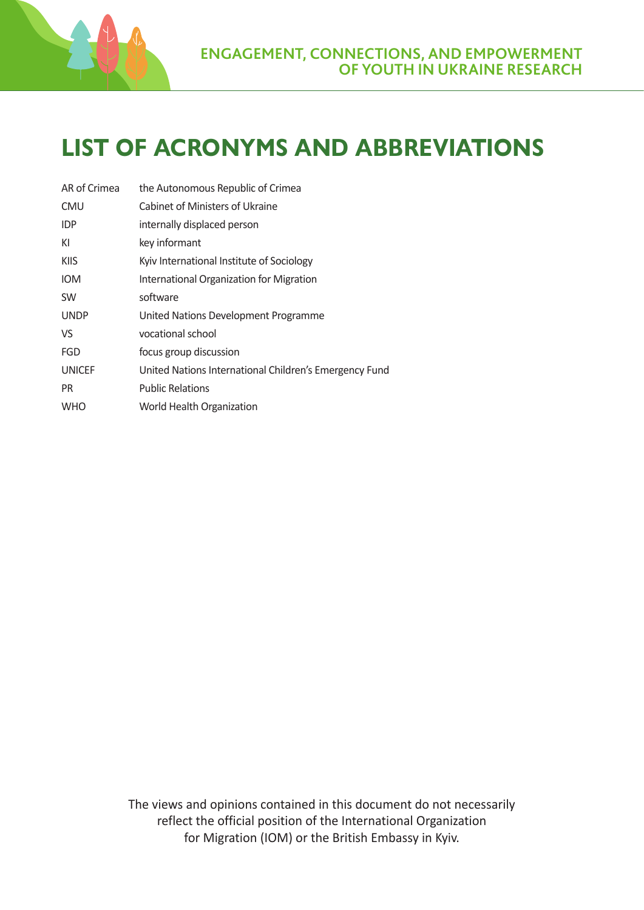# LIST OF ACRONYMS AND ABBREVIATIONS

| | |
|---|---|
| AR of Crimea | the Autonomous Republic of Crimea |
| CMU | Cabinet of Ministers of Ukraine |
| IDP | internally displaced person |
| KI | key informant |
| KIIS | Kyiv International Institute of Sociology |
| IOM | International Organization for Migration |
| SW | software |
| UNDP | United Nations Development Programme |
| VS | vocational school |
| FGD | focus group discussion |
| UNICEF | United Nations International Children's Emergency Fund |
| PR | Public Relations |
| WHO | World Health Organization |

The views and opinions contained in this document do not necessarily reflect the official position of the International Organization for Migration (IOM) or the British Embassy in Kyiv.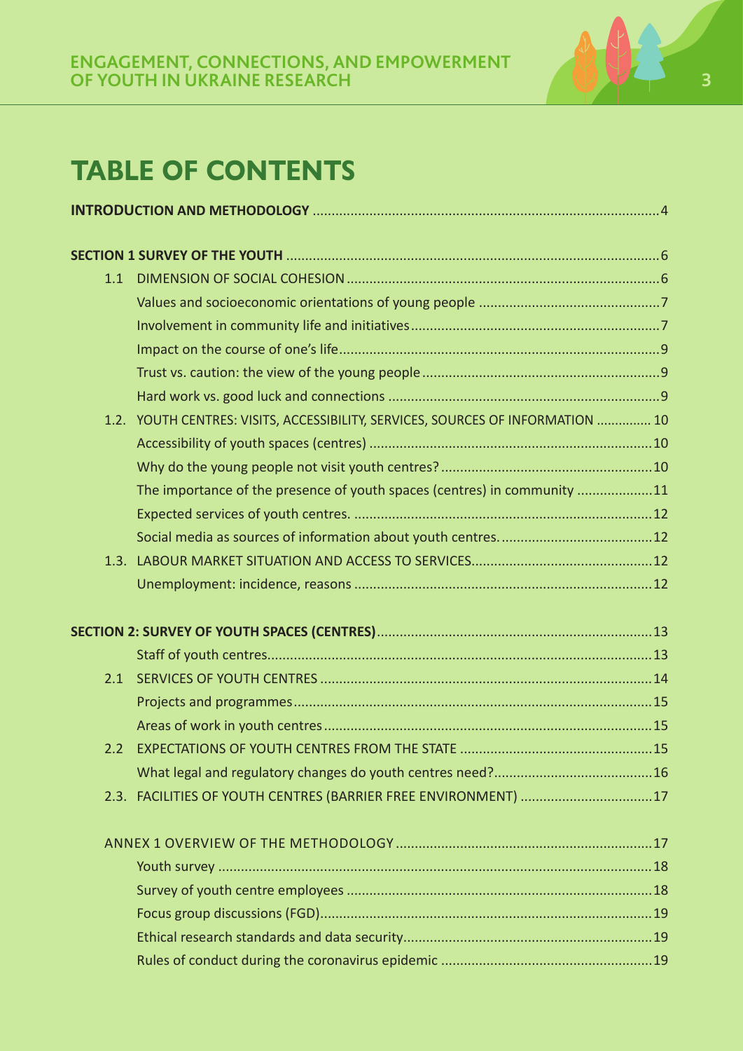# TABLE OF CONTENTS

**INTRODUCTION AND METHODOLOGY** ..... 4

**SECTION 1 SURVEY OF THE YOUTH** ..... 6

1.1 DIMENSION OF SOCIAL COHESION ..... 6
- Values and socioeconomic orientations of young people ..... 7
- Involvement in community life and initiatives ..... 7
- Impact on the course of one's life ..... 9
- Trust vs. caution: the view of the young people ..... 9
- Hard work vs. good luck and connections ..... 9

1.2. YOUTH CENTRES: VISITS, ACCESSIBILITY, SERVICES, SOURCES OF INFORMATION ..... 10
- Accessibility of youth spaces (centres) ..... 10
- Why do the young people not visit youth centres? ..... 10
- The importance of the presence of youth spaces (centres) in community ..... 11
- Expected services of youth centres. ..... 12
- Social media as sources of information about youth centres. ..... 12

1.3. LABOUR MARKET SITUATION AND ACCESS TO SERVICES ..... 12
- Unemployment: incidence, reasons ..... 12

**SECTION 2: SURVEY OF YOUTH SPACES (CENTRES)** ..... 13
- Staff of youth centres ..... 13

2.1 SERVICES OF YOUTH CENTRES ..... 14
- Projects and programmes ..... 15
- Areas of work in youth centres ..... 15

2.2 EXPECTATIONS OF YOUTH CENTRES FROM THE STATE ..... 15
- What legal and regulatory changes do youth centres need? ..... 16

2.3. FACILITIES OF YOUTH CENTRES (BARRIER FREE ENVIRONMENT) ..... 17

ANNEX 1 OVERVIEW OF THE METHODOLOGY ..... 17
- Youth survey ..... 18
- Survey of youth centre employees ..... 18
- Focus group discussions (FGD) ..... 19
- Ethical research standards and data security ..... 19
- Rules of conduct during the coronavirus epidemic ..... 19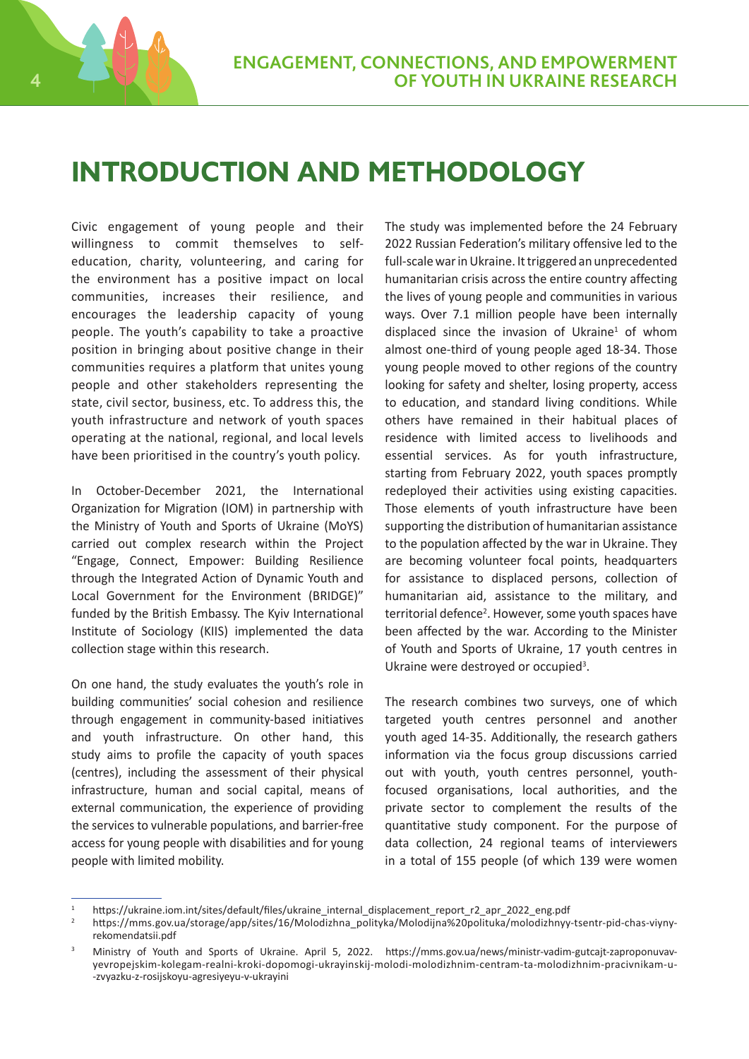# INTRODUCTION AND METHODOLOGY

Civic engagement of young people and their willingness to commit themselves to self-education, charity, volunteering, and caring for the environment has a positive impact on local communities, increases their resilience, and encourages the leadership capacity of young people. The youth's capability to take a proactive position in bringing about positive change in their communities requires a platform that unites young people and other stakeholders representing the state, civil sector, business, etc. To address this, the youth infrastructure and network of youth spaces operating at the national, regional, and local levels have been prioritised in the country's youth policy.

In October-December 2021, the International Organization for Migration (IOM) in partnership with the Ministry of Youth and Sports of Ukraine (MoYS) carried out complex research within the Project "Engage, Connect, Empower: Building Resilience through the Integrated Action of Dynamic Youth and Local Government for the Environment (BRIDGE)" funded by the British Embassy. The Kyiv International Institute of Sociology (KIIS) implemented the data collection stage within this research.

On one hand, the study evaluates the youth's role in building communities' social cohesion and resilience through engagement in community-based initiatives and youth infrastructure. On other hand, this study aims to profile the capacity of youth spaces (centres), including the assessment of their physical infrastructure, human and social capital, means of external communication, the experience of providing the services to vulnerable populations, and barrier-free access for young people with disabilities and for young people with limited mobility.

The study was implemented before the 24 February 2022 Russian Federation's military offensive led to the full-scale war in Ukraine. It triggered an unprecedented humanitarian crisis across the entire country affecting the lives of young people and communities in various ways. Over 7.1 million people have been internally displaced since the invasion of Ukraine[1] of whom almost one-third of young people aged 18-34. Those young people moved to other regions of the country looking for safety and shelter, losing property, access to education, and standard living conditions. While others have remained in their habitual places of residence with limited access to livelihoods and essential services. As for youth infrastructure, starting from February 2022, youth spaces promptly redeployed their activities using existing capacities. Those elements of youth infrastructure have been supporting the distribution of humanitarian assistance to the population affected by the war in Ukraine. They are becoming volunteer focal points, headquarters for assistance to displaced persons, collection of humanitarian aid, assistance to the military, and territorial defence[2]. However, some youth spaces have been affected by the war. According to the Minister of Youth and Sports of Ukraine, 17 youth centres in Ukraine were destroyed or occupied[3].

The research combines two surveys, one of which targeted youth centres personnel and another youth aged 14-35. Additionally, the research gathers information via the focus group discussions carried out with youth, youth centres personnel, youth-focused organisations, local authorities, and the private sector to complement the results of the quantitative study component. For the purpose of data collection, 24 regional teams of interviewers in a total of 155 people (of which 139 were women

---

[1] https://ukraine.iom.int/sites/default/files/ukraine_internal_displacement_report_r2_apr_2022_eng.pdf

[2] https://mms.gov.ua/storage/app/sites/16/Molodizhna_polityka/Molodijna%20polituka/molodizhnyy-tsentr-pid-chas-viyny-rekomendatsii.pdf

[3] Ministry of Youth and Sports of Ukraine. April 5, 2022. https://mms.gov.ua/news/ministr-vadim-gutcajt-zaproponuvav-yevropejskim-kolegam-realni-kroki-dopomogi-ukrayinskij-molodi-molodizhnim-centram-ta-molodizhnim-pracivnikam-u--zvyazku-z-rosijskoyu-agresiyeyu-v-ukrayini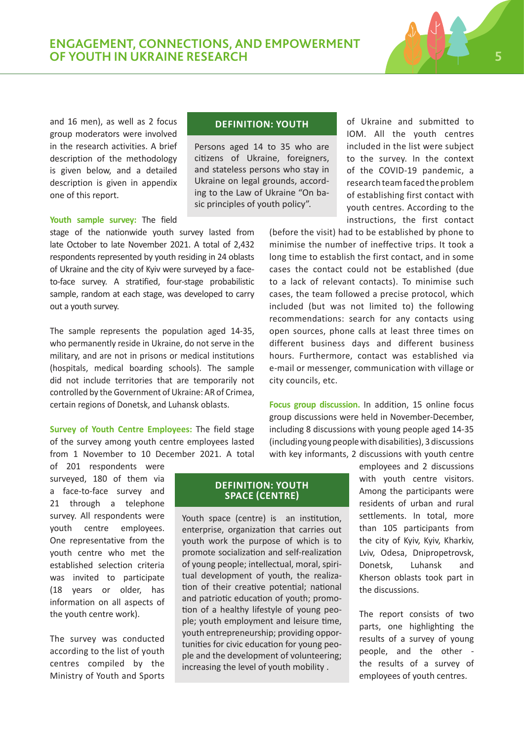and 16 men), as well as 2 focus group moderators were involved in the research activities. A brief description of the methodology is given below, and a detailed description is given in appendix one of this report.

> **DEFINITION: YOUTH**
>
> Persons aged 14 to 35 who are citizens of Ukraine, foreigners, and stateless persons who stay in Ukraine on legal grounds, according to the Law of Ukraine "On basic principles of youth policy".

**Youth sample survey:** The field stage of the nationwide youth survey lasted from late October to late November 2021. A total of 2,432 respondents represented by youth residing in 24 oblasts of Ukraine and the city of Kyiv were surveyed by a face-to-face survey. A stratified, four-stage probabilistic sample, random at each stage, was developed to carry out a youth survey.

The sample represents the population aged 14-35, who permanently reside in Ukraine, do not serve in the military, and are not in prisons or medical institutions (hospitals, medical boarding schools). The sample did not include territories that are temporarily not controlled by the Government of Ukraine: AR of Crimea, certain regions of Donetsk, and Luhansk oblasts.

**Survey of Youth Centre Employees:** The field stage of the survey among youth centre employees lasted from 1 November to 10 December 2021. A total of 201 respondents were surveyed, 180 of them via a face-to-face survey and 21 through a telephone survey. All respondents were youth centre employees. One representative from the youth centre who met the established selection criteria was invited to participate (18 years or older, has information on all aspects of the youth centre work).

> **DEFINITION: YOUTH SPACE (CENTRE)**
>
> Youth space (centre) is an institution, enterprise, organization that carries out youth work the purpose of which is to promote socialization and self-realization of young people; intellectual, moral, spiritual development of youth, the realization of their creative potential; national and patriotic education of youth; promotion of a healthy lifestyle of young people; youth employment and leisure time, youth entrepreneurship; providing opportunities for civic education for young people and the development of volunteering; increasing the level of youth mobility .

The survey was conducted according to the list of youth centres compiled by the Ministry of Youth and Sports of Ukraine and submitted to IOM. All the youth centres included in the list were subject to the survey. In the context of the COVID-19 pandemic, a research team faced the problem of establishing first contact with youth centres. According to the instructions, the first contact (before the visit) had to be established by phone to minimise the number of ineffective trips. It took a long time to establish the first contact, and in some cases the contact could not be established (due to a lack of relevant contacts). To minimise such cases, the team followed a precise protocol, which included (but was not limited to) the following recommendations: search for any contacts using open sources, phone calls at least three times on different business days and different business hours. Furthermore, contact was established via e-mail or messenger, communication with village or city councils, etc.

**Focus group discussion.** In addition, 15 online focus group discussions were held in November-December, including 8 discussions with young people aged 14-35 (including young people with disabilities), 3 discussions with key informants, 2 discussions with youth centre employees and 2 discussions with youth centre visitors. Among the participants were residents of urban and rural settlements. In total, more than 105 participants from the city of Kyiv, Kyiv, Kharkiv, Lviv, Odesa, Dnipropetrovsk, Donetsk, Luhansk and Kherson oblasts took part in the discussions.

The report consists of two parts, one highlighting the results of a survey of young people, and the other - the results of a survey of employees of youth centres.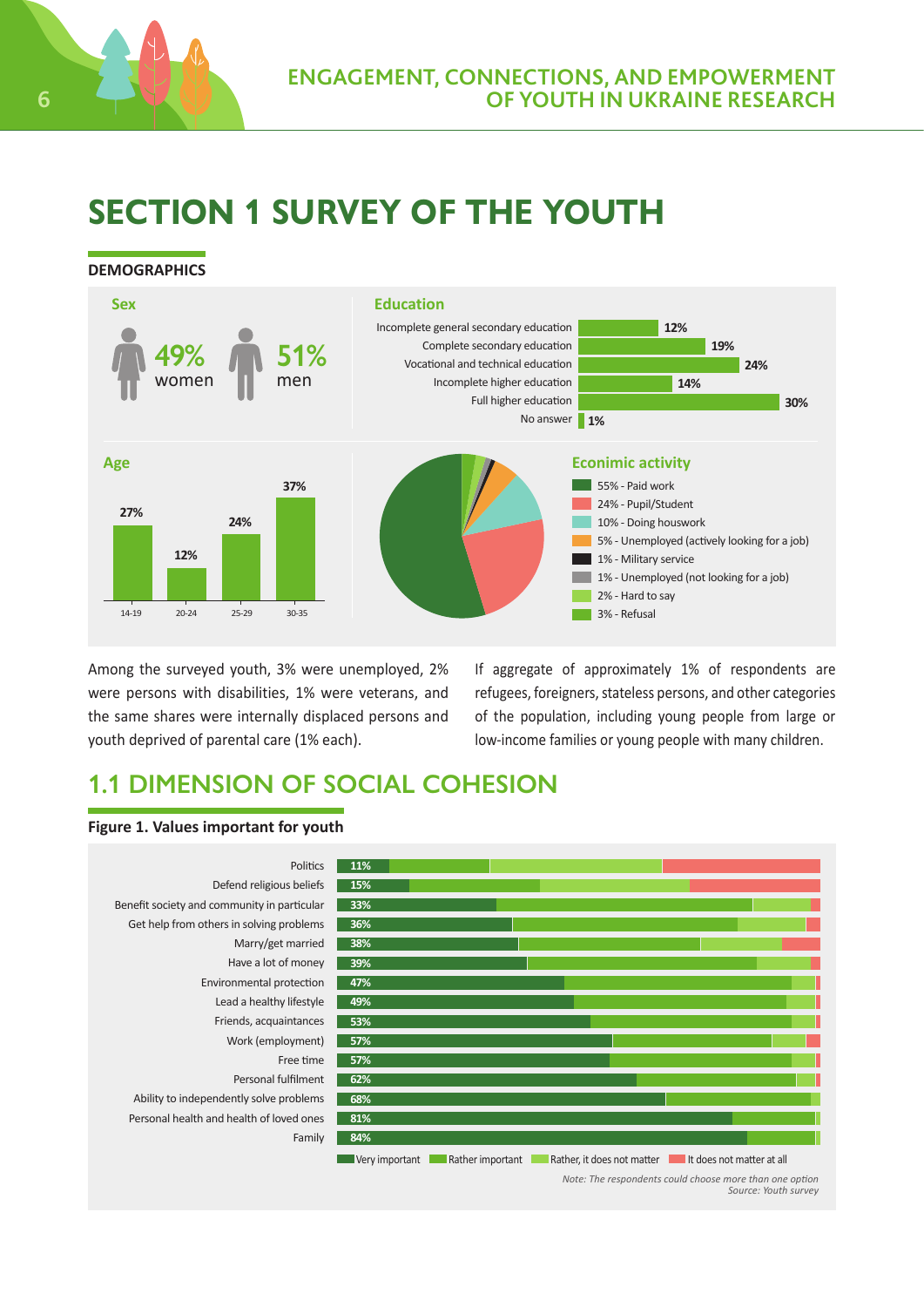# SECTION 1 SURVEY OF THE YOUTH

## DEMOGRAPHICS

**Sex**

49% women

51% men

**Education**

| Education | % |
|---|---|
| Incomplete general secondary education | 12% |
| Complete secondary education | 19% |
| Vocational and technical education | 24% |
| Incomplete higher education | 14% |
| Full higher education | 30% |
| No answer | 1% |

**Age**

| 14-19 | 20-24 | 25-29 | 30-35 |
|---|---|---|---|
| 27% | 12% | 24% | 37% |

**Econimic activity**

- 55% - Paid work
- 24% - Pupil/Student
- 10% - Doing houswork
- 5% - Unemployed (actively looking for a job)
- 1% - Military service
- 1% - Unemployed (not looking for a job)
- 2% - Hard to say
- 3% - Refusal

Among the surveyed youth, 3% were unemployed, 2% were persons with disabilities, 1% were veterans, and the same shares were internally displaced persons and youth deprived of parental care (1% each).

If aggregate of approximately 1% of respondents are refugees, foreigners, stateless persons, and other categories of the population, including young people from large or low-income families or young people with many children.

## 1.1 DIMENSION OF SOCIAL COHESION

**Figure 1. Values important for youth**

| Value | Very important |
|---|---|
| Politics | 11% |
| Defend religious beliefs | 15% |
| Benefit society and community in particular | 33% |
| Get help from others in solving problems | 36% |
| Marry/get married | 38% |
| Have a lot of money | 39% |
| Environmental protection | 47% |
| Lead a healthy lifestyle | 49% |
| Friends, acquaintances | 53% |
| Work (employment) | 57% |
| Free time | 57% |
| Personal fulfilment | 62% |
| Ability to independently solve problems | 68% |
| Personal health and health of loved ones | 81% |
| Family | 84% |

Very important / Rather important / Rather, it does not matter / It does not matter at all

*Note: The respondents could choose more than one option*
*Source: Youth survey*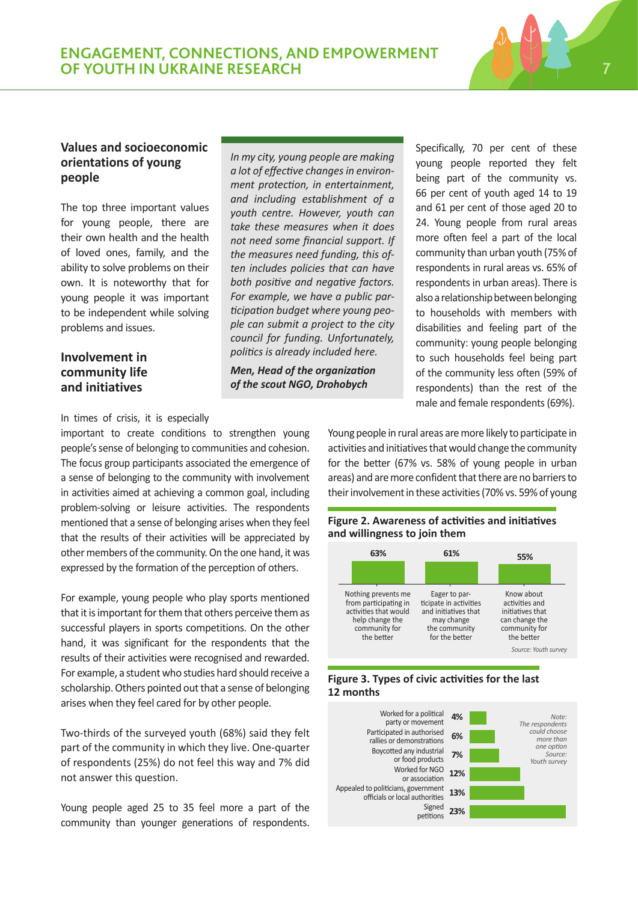## Values and socioeconomic orientations of young people

The top three important values for young people, there are their own health and the health of loved ones, family, and the ability to solve problems on their own. It is noteworthy that for young people it was important to be independent while solving problems and issues.

## Involvement in community life and initiatives

In times of crisis, it is especially important to create conditions to strengthen young people's sense of belonging to communities and cohesion. The focus group participants associated the emergence of a sense of belonging to the community with involvement in activities aimed at achieving a common goal, including problem-solving or leisure activities. The respondents mentioned that a sense of belonging arises when they feel that the results of their activities will be appreciated by other members of the community. On the one hand, it was expressed by the formation of the perception of others.

For example, young people who play sports mentioned that it is important for them that others perceive them as successful players in sports competitions. On the other hand, it was significant for the respondents that the results of their activities were recognised and rewarded. For example, a student who studies hard should receive a scholarship. Others pointed out that a sense of belonging arises when they feel cared for by other people.

Two-thirds of the surveyed youth (68%) said they felt part of the community in which they live. One-quarter of respondents (25%) do not feel this way and 7% did not answer this question.

Young people aged 25 to 35 feel more a part of the community than younger generations of respondents.

> *In my city, young people are making a lot of effective changes in environment protection, in entertainment, and including establishment of a youth centre. However, youth can take these measures when it does not need some financial support. If the measures need funding, this often includes policies that can have both positive and negative factors. For example, we have a public participation budget where young people can submit a project to the city council for funding. Unfortunately, politics is already included here.*
>
> ***Men, Head of the organization of the scout NGO, Drohobych***

Specifically, 70 per cent of these young people reported they felt being part of the community vs. 66 per cent of youth aged 14 to 19 and 61 per cent of those aged 20 to 24. Young people from rural areas more often feel a part of the local community than urban youth (75% of respondents in rural areas vs. 65% of respondents in urban areas). There is also a relationship between belonging to households with members with disabilities and feeling part of the community: young people belonging to such households feel being part of the community less often (59% of respondents) than the rest of the male and female respondents (69%).

Young people in rural areas are more likely to participate in activities and initiatives that would change the community for the better (67% vs. 58% of young people in urban areas) and are more confident that there are no barriers to their involvement in these activities (70% vs. 59% of young

**Figure 2. Awareness of activities and initiatives and willingness to join them**

| Nothing prevents me from participating in activities that would help change the community for the better | Eager to participate in activities and initiatives that may change the community for the better | Know about activities and initiatives that can change the community for the better |
|---|---|---|
| 63% | 61% | 55% |

*Source: Youth survey*

**Figure 3. Types of civic activities for the last 12 months**

| Activity | % |
|---|---|
| Worked for a political party or movement | 4% |
| Participated in authorised rallies or demonstrations | 6% |
| Boycotted any industrial or food products | 7% |
| Worked for NGO or association | 12% |
| Appealed to politicians, government officials or local authorities | 13% |
| Signed petitions | 23% |

*Note: The respondents could choose more than one option. Source: Youth survey*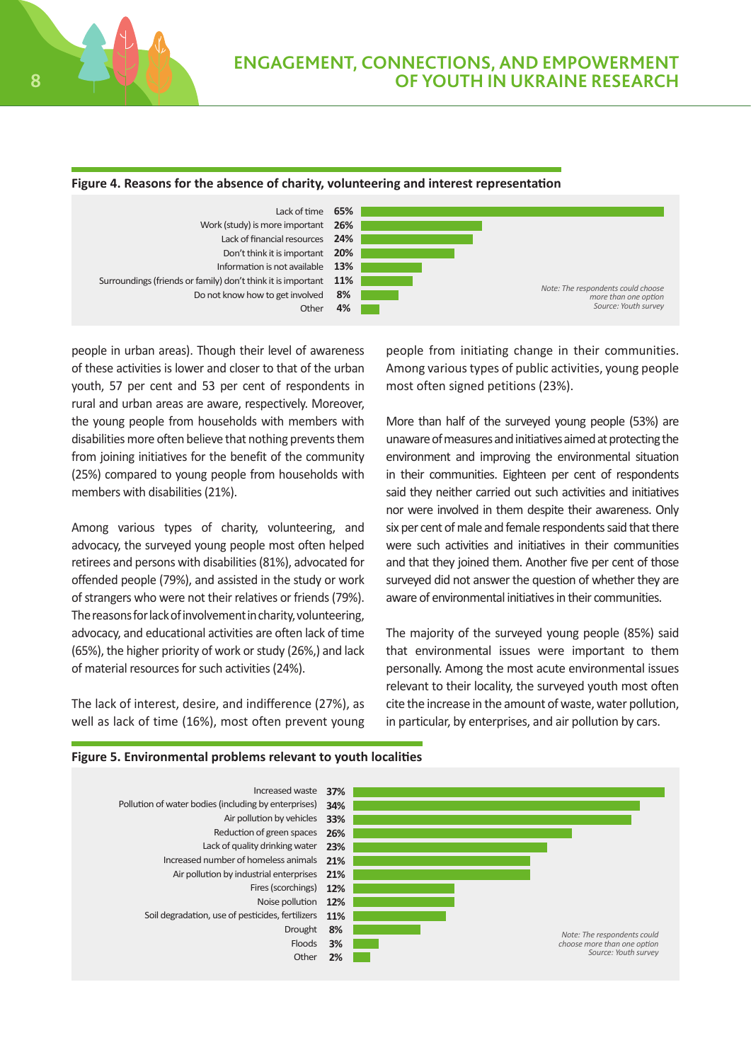**Figure 4. Reasons for the absence of charity, volunteering and interest representation**

| Reason | % |
|---|---|
| Lack of time | 65% |
| Work (study) is more important | 26% |
| Lack of financial resources | 24% |
| Don't think it is important | 20% |
| Information is not available | 13% |
| Surroundings (friends or family) don't think it is important | 11% |
| Do not know how to get involved | 8% |
| Other | 4% |

*Note: The respondents could choose more than one option*
*Source: Youth survey*

people in urban areas). Though their level of awareness of these activities is lower and closer to that of the urban youth, 57 per cent and 53 per cent of respondents in rural and urban areas are aware, respectively. Moreover, the young people from households with members with disabilities more often believe that nothing prevents them from joining initiatives for the benefit of the community (25%) compared to young people from households with members with disabilities (21%).

Among various types of charity, volunteering, and advocacy, the surveyed young people most often helped retirees and persons with disabilities (81%), advocated for offended people (79%), and assisted in the study or work of strangers who were not their relatives or friends (79%). The reasons for lack of involvement in charity, volunteering, advocacy, and educational activities are often lack of time (65%), the higher priority of work or study (26%,) and lack of material resources for such activities (24%).

The lack of interest, desire, and indifference (27%), as well as lack of time (16%), most often prevent young people from initiating change in their communities. Among various types of public activities, young people most often signed petitions (23%).

More than half of the surveyed young people (53%) are unaware of measures and initiatives aimed at protecting the environment and improving the environmental situation in their communities. Eighteen per cent of respondents said they neither carried out such activities and initiatives nor were involved in them despite their awareness. Only six per cent of male and female respondents said that there were such activities and initiatives in their communities and that they joined them. Another five per cent of those surveyed did not answer the question of whether they are aware of environmental initiatives in their communities.

The majority of the surveyed young people (85%) said that environmental issues were important to them personally. Among the most acute environmental issues relevant to their locality, the surveyed youth most often cite the increase in the amount of waste, water pollution, in particular, by enterprises, and air pollution by cars.

**Figure 5. Environmental problems relevant to youth localities**

| Problem | % |
|---|---|
| Increased waste | 37% |
| Pollution of water bodies (including by enterprises) | 34% |
| Air pollution by vehicles | 33% |
| Reduction of green spaces | 26% |
| Lack of quality drinking water | 23% |
| Increased number of homeless animals | 21% |
| Air pollution by industrial enterprises | 21% |
| Fires (scorchings) | 12% |
| Noise pollution | 12% |
| Soil degradation, use of pesticides, fertilizers | 11% |
| Drought | 8% |
| Floods | 3% |
| Other | 2% |

*Note: The respondents could choose more than one option*
*Source: Youth survey*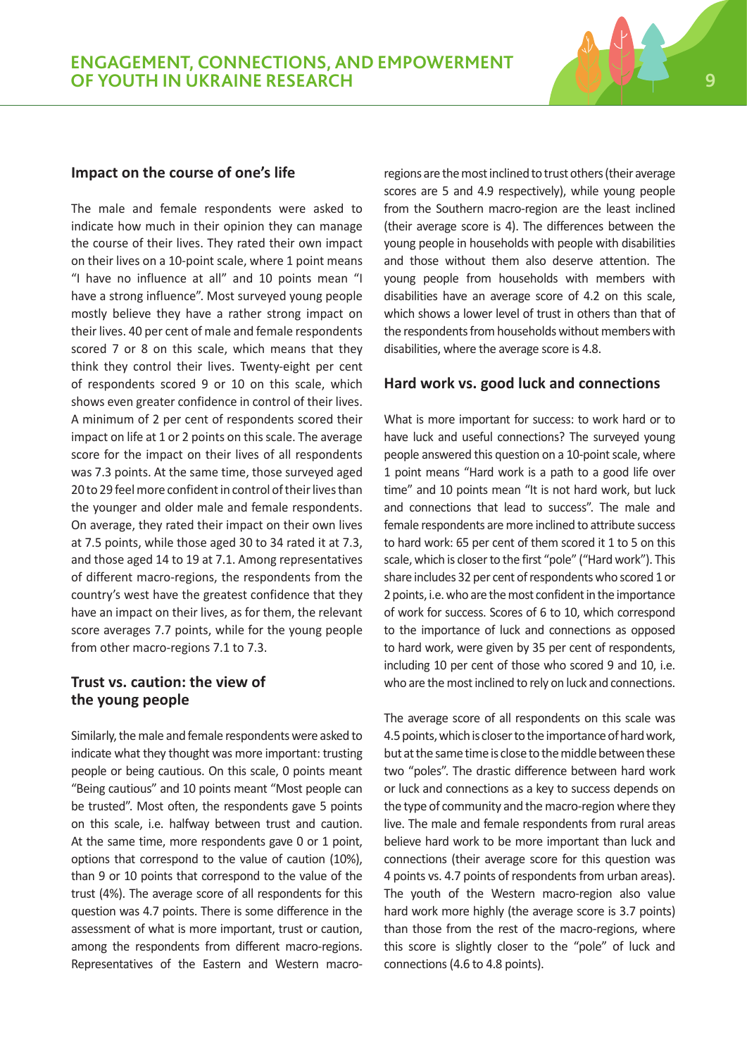## Impact on the course of one's life

The male and female respondents were asked to indicate how much in their opinion they can manage the course of their lives. They rated their own impact on their lives on a 10-point scale, where 1 point means "I have no influence at all" and 10 points mean "I have a strong influence". Most surveyed young people mostly believe they have a rather strong impact on their lives. 40 per cent of male and female respondents scored 7 or 8 on this scale, which means that they think they control their lives. Twenty-eight per cent of respondents scored 9 or 10 on this scale, which shows even greater confidence in control of their lives. A minimum of 2 per cent of respondents scored their impact on life at 1 or 2 points on this scale. The average score for the impact on their lives of all respondents was 7.3 points. At the same time, those surveyed aged 20 to 29 feel more confident in control of their lives than the younger and older male and female respondents. On average, they rated their impact on their own lives at 7.5 points, while those aged 30 to 34 rated it at 7.3, and those aged 14 to 19 at 7.1. Among representatives of different macro-regions, the respondents from the country's west have the greatest confidence that they have an impact on their lives, as for them, the relevant score averages 7.7 points, while for the young people from other macro-regions 7.1 to 7.3.

## Trust vs. caution: the view of the young people

Similarly, the male and female respondents were asked to indicate what they thought was more important: trusting people or being cautious. On this scale, 0 points meant "Being cautious" and 10 points meant "Most people can be trusted". Most often, the respondents gave 5 points on this scale, i.e. halfway between trust and caution. At the same time, more respondents gave 0 or 1 point, options that correspond to the value of caution (10%), than 9 or 10 points that correspond to the value of the trust (4%). The average score of all respondents for this question was 4.7 points. There is some difference in the assessment of what is more important, trust or caution, among the respondents from different macro-regions. Representatives of the Eastern and Western macro-regions are the most inclined to trust others (their average scores are 5 and 4.9 respectively), while young people from the Southern macro-region are the least inclined (their average score is 4). The differences between the young people in households with people with disabilities and those without them also deserve attention. The young people from households with members with disabilities have an average score of 4.2 on this scale, which shows a lower level of trust in others than that of the respondents from households without members with disabilities, where the average score is 4.8.

## Hard work vs. good luck and connections

What is more important for success: to work hard or to have luck and useful connections? The surveyed young people answered this question on a 10-point scale, where 1 point means "Hard work is a path to a good life over time" and 10 points mean "It is not hard work, but luck and connections that lead to success". The male and female respondents are more inclined to attribute success to hard work: 65 per cent of them scored it 1 to 5 on this scale, which is closer to the first "pole" ("Hard work"). This share includes 32 per cent of respondents who scored 1 or 2 points, i.e. who are the most confident in the importance of work for success. Scores of 6 to 10, which correspond to the importance of luck and connections as opposed to hard work, were given by 35 per cent of respondents, including 10 per cent of those who scored 9 and 10, i.e. who are the most inclined to rely on luck and connections.

The average score of all respondents on this scale was 4.5 points, which is closer to the importance of hard work, but at the same time is close to the middle between these two "poles". The drastic difference between hard work or luck and connections as a key to success depends on the type of community and the macro-region where they live. The male and female respondents from rural areas believe hard work to be more important than luck and connections (their average score for this question was 4 points vs. 4.7 points of respondents from urban areas). The youth of the Western macro-region also value hard work more highly (the average score is 3.7 points) than those from the rest of the macro-regions, where this score is slightly closer to the "pole" of luck and connections (4.6 to 4.8 points).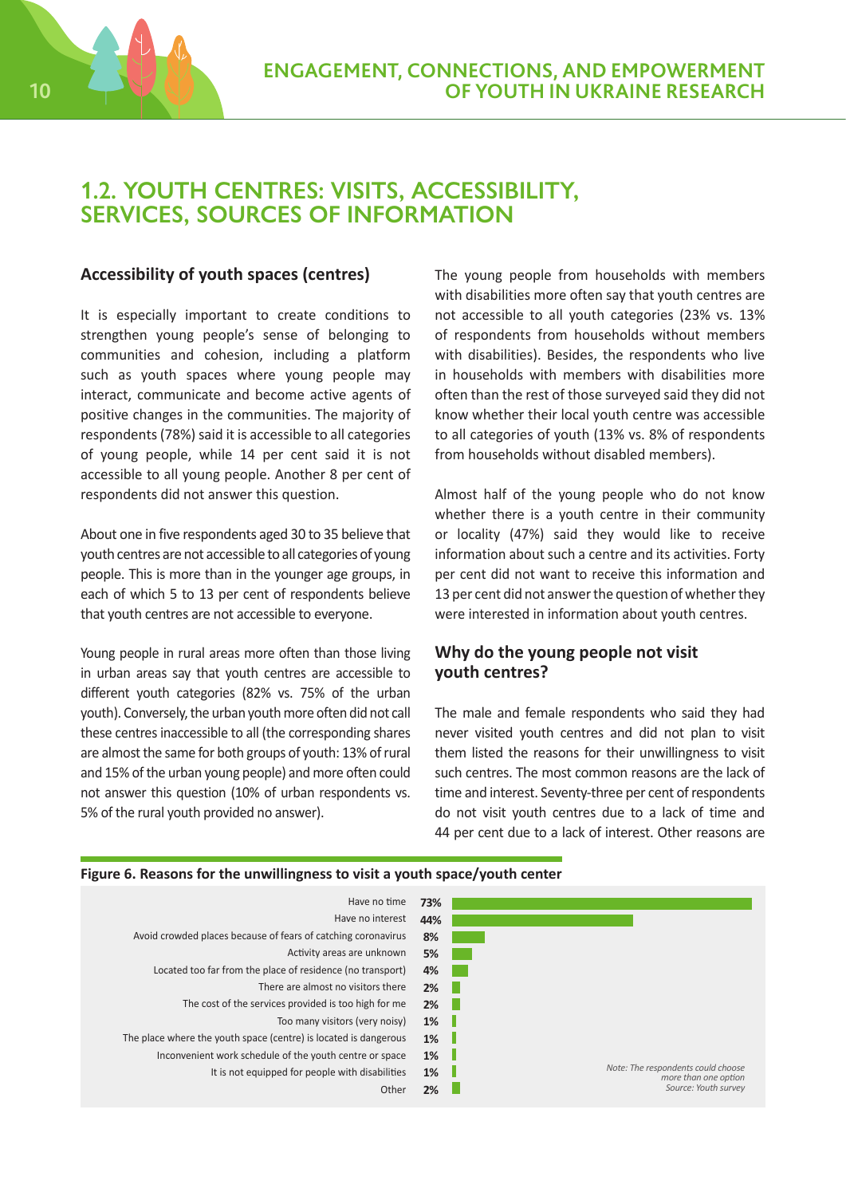## 1.2. YOUTH CENTRES: VISITS, ACCESSIBILITY, SERVICES, SOURCES OF INFORMATION

### Accessibility of youth spaces (centres)

It is especially important to create conditions to strengthen young people's sense of belonging to communities and cohesion, including a platform such as youth spaces where young people may interact, communicate and become active agents of positive changes in the communities. The majority of respondents (78%) said it is accessible to all categories of young people, while 14 per cent said it is not accessible to all young people. Another 8 per cent of respondents did not answer this question.

About one in five respondents aged 30 to 35 believe that youth centres are not accessible to all categories of young people. This is more than in the younger age groups, in each of which 5 to 13 per cent of respondents believe that youth centres are not accessible to everyone.

Young people in rural areas more often than those living in urban areas say that youth centres are accessible to different youth categories (82% vs. 75% of the urban youth). Conversely, the urban youth more often did not call these centres inaccessible to all (the corresponding shares are almost the same for both groups of youth: 13% of rural and 15% of the urban young people) and more often could not answer this question (10% of urban respondents vs. 5% of the rural youth provided no answer).

The young people from households with members with disabilities more often say that youth centres are not accessible to all youth categories (23% vs. 13% of respondents from households without members with disabilities). Besides, the respondents who live in households with members with disabilities more often than the rest of those surveyed said they did not know whether their local youth centre was accessible to all categories of youth (13% vs. 8% of respondents from households without disabled members).

Almost half of the young people who do not know whether there is a youth centre in their community or locality (47%) said they would like to receive information about such a centre and its activities. Forty per cent did not want to receive this information and 13 per cent did not answer the question of whether they were interested in information about youth centres.

### Why do the young people not visit youth centres?

The male and female respondents who said they had never visited youth centres and did not plan to visit them listed the reasons for their unwillingness to visit such centres. The most common reasons are the lack of time and interest. Seventy-three per cent of respondents do not visit youth centres due to a lack of time and 44 per cent due to a lack of interest. Other reasons are

**Figure 6. Reasons for the unwillingness to visit a youth space/youth center**

| Reason | % |
|---|---|
| Have no time | 73% |
| Have no interest | 44% |
| Avoid crowded places because of fears of catching coronavirus | 8% |
| Activity areas are unknown | 5% |
| Located too far from the place of residence (no transport) | 4% |
| There are almost no visitors there | 2% |
| The cost of the services provided is too high for me | 2% |
| Too many visitors (very noisy) | 1% |
| The place where the youth space (centre) is located is dangerous | 1% |
| Inconvenient work schedule of the youth centre or space | 1% |
| It is not equipped for people with disabilities | 1% |
| Other | 2% |

*Note: The respondents could choose more than one option*
*Source: Youth survey*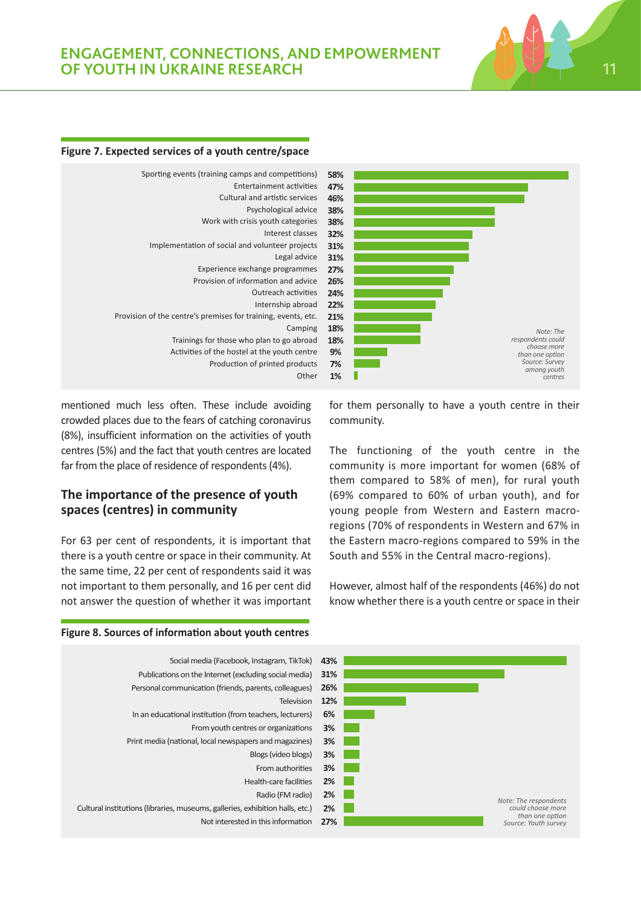**Figure 7. Expected services of a youth centre/space**

| Service | % |
|---|---|
| Sporting events (training camps and competitions) | 58% |
| Entertainment activities | 47% |
| Cultural and artistic services | 46% |
| Psychological advice | 38% |
| Work with crisis youth categories | 38% |
| Interest classes | 32% |
| Implementation of social and volunteer projects | 31% |
| Legal advice | 31% |
| Experience exchange programmes | 27% |
| Provision of information and advice | 26% |
| Outreach activities | 24% |
| Internship abroad | 22% |
| Provision of the centre's premises for training, events, etc. | 21% |
| Camping | 18% |
| Trainings for those who plan to go abroad | 18% |
| Activities of the hostel at the youth centre | 9% |
| Production of printed products | 7% |
| Other | 1% |

*Note: The respondents could choose more than one option*
*Source: Survey among youth centres*

mentioned much less often. These include avoiding crowded places due to the fears of catching coronavirus (8%), insufficient information on the activities of youth centres (5%) and the fact that youth centres are located far from the place of residence of respondents (4%).

## The importance of the presence of youth spaces (centres) in community

For 63 per cent of respondents, it is important that there is a youth centre or space in their community. At the same time, 22 per cent of respondents said it was not important to them personally, and 16 per cent did not answer the question of whether it was important for them personally to have a youth centre in their community.

The functioning of the youth centre in the community is more important for women (68% of them compared to 58% of men), for rural youth (69% compared to 60% of urban youth), and for young people from Western and Eastern macro-regions (70% of respondents in Western and 67% in the Eastern macro-regions compared to 59% in the South and 55% in the Central macro-regions).

However, almost half of the respondents (46%) do not know whether there is a youth centre or space in their

**Figure 8. Sources of information about youth centres**

| Source | % |
|---|---|
| Social media (Facebook, Instagram, TikTok) | 43% |
| Publications on the Internet (excluding social media) | 31% |
| Personal communication (friends, parents, colleagues) | 26% |
| Television | 12% |
| In an educational institution (from teachers, lecturers) | 6% |
| From youth centres or organizations | 3% |
| Print media (national, local newspapers and magazines) | 3% |
| Blogs (video blogs) | 3% |
| From authorities | 3% |
| Health-care facilities | 2% |
| Radio (FM radio) | 2% |
| Cultural institutions (libraries, museums, galleries, exhibition halls, etc.) | 2% |
| Not interested in this information | 27% |

*Note: The respondents could choose more than one option*
*Source: Youth survey*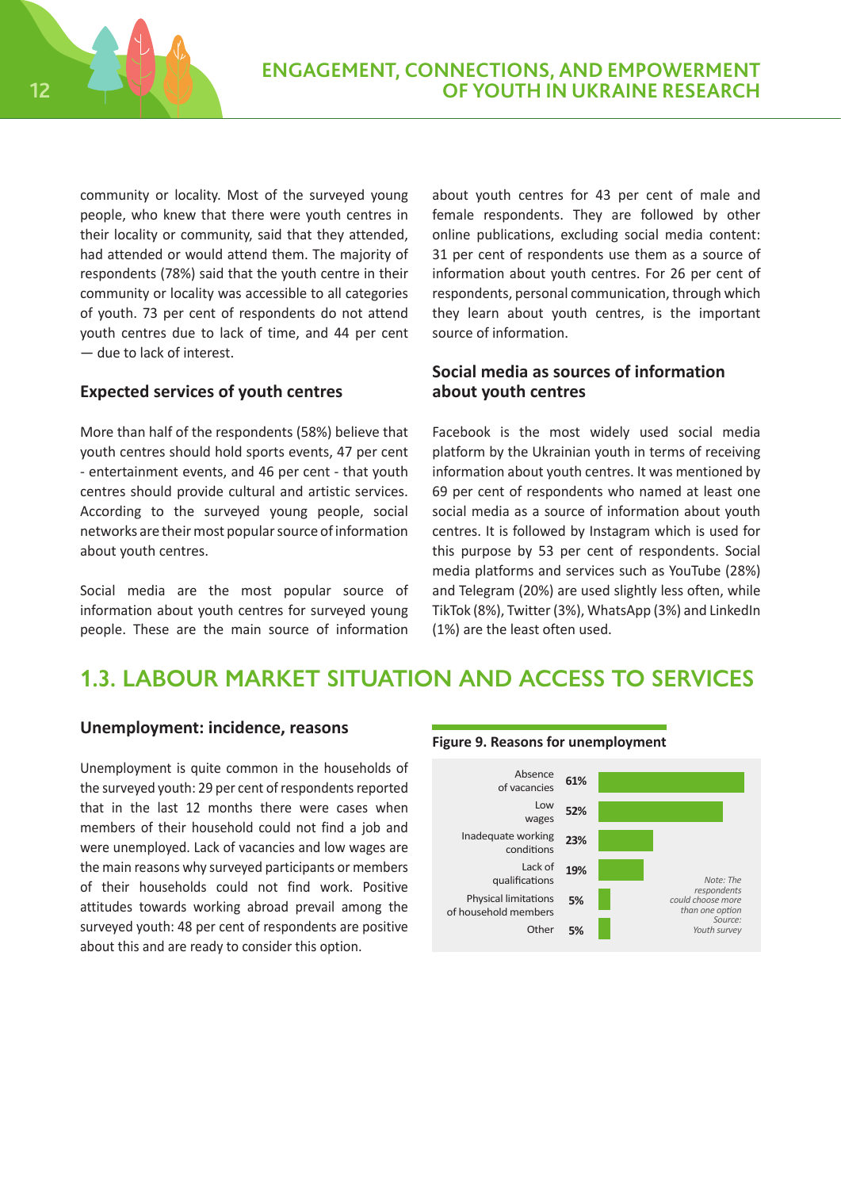community or locality. Most of the surveyed young people, who knew that there were youth centres in their locality or community, said that they attended, had attended or would attend them. The majority of respondents (78%) said that the youth centre in their community or locality was accessible to all categories of youth. 73 per cent of respondents do not attend youth centres due to lack of time, and 44 per cent — due to lack of interest.

### Expected services of youth centres

More than half of the respondents (58%) believe that youth centres should hold sports events, 47 per cent - entertainment events, and 46 per cent - that youth centres should provide cultural and artistic services. According to the surveyed young people, social networks are their most popular source of information about youth centres.

Social media are the most popular source of information about youth centres for surveyed young people. These are the main source of information about youth centres for 43 per cent of male and female respondents. They are followed by other online publications, excluding social media content: 31 per cent of respondents use them as a source of information about youth centres. For 26 per cent of respondents, personal communication, through which they learn about youth centres, is the important source of information.

### Social media as sources of information about youth centres

Facebook is the most widely used social media platform by the Ukrainian youth in terms of receiving information about youth centres. It was mentioned by 69 per cent of respondents who named at least one social media as a source of information about youth centres. It is followed by Instagram which is used for this purpose by 53 per cent of respondents. Social media platforms and services such as YouTube (28%) and Telegram (20%) are used slightly less often, while TikTok (8%), Twitter (3%), WhatsApp (3%) and LinkedIn (1%) are the least often used.

## 1.3. LABOUR MARKET SITUATION AND ACCESS TO SERVICES

### Unemployment: incidence, reasons

Unemployment is quite common in the households of the surveyed youth: 29 per cent of respondents reported that in the last 12 months there were cases when members of their household could not find a job and were unemployed. Lack of vacancies and low wages are the main reasons why surveyed participants or members of their households could not find work. Positive attitudes towards working abroad prevail among the surveyed youth: 48 per cent of respondents are positive about this and are ready to consider this option.

**Figure 9. Reasons for unemployment**

| Reason | % |
|---|---|
| Absence of vacancies | 61% |
| Low wages | 52% |
| Inadequate working conditions | 23% |
| Lack of qualifications | 19% |
| Physical limitations of household members | 5% |
| Other | 5% |

*Note: The respondents could choose more than one option*
*Source: Youth survey*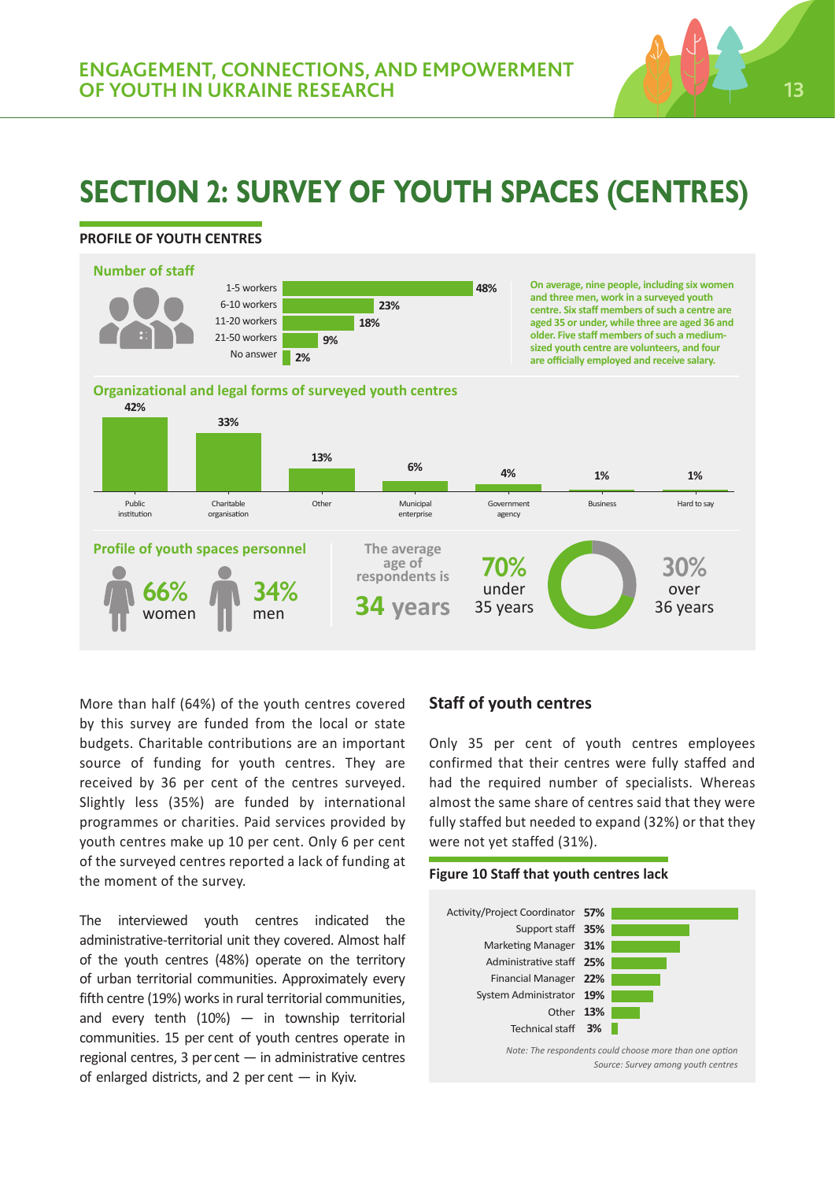# SECTION 2: SURVEY OF YOUTH SPACES (CENTRES)

## PROFILE OF YOUTH CENTRES

### Number of staff

| Number of staff | % |
|---|---|
| 1-5 workers | 48% |
| 6-10 workers | 23% |
| 11-20 workers | 18% |
| 21-50 workers | 9% |
| No answer | 2% |

On average, nine people, including six women and three men, work in a surveyed youth centre. Six staff members of such a centre are aged 35 or under, while three are aged 36 and older. Five staff members of such a medium-sized youth centre are volunteers, and four are officially employed and receive salary.

### Organizational and legal forms of surveyed youth centres

| Public institution | Charitable organisation | Other | Municipal enterprise | Government agency | Business | Hard to say |
|---|---|---|---|---|---|---|
| 42% | 33% | 13% | 6% | 4% | 1% | 1% |

### Profile of youth spaces personnel

66% women

34% men

The average age of respondents is 34 years

70% under 35 years

30% over 36 years

More than half (64%) of the youth centres covered by this survey are funded from the local or state budgets. Charitable contributions are an important source of funding for youth centres. They are received by 36 per cent of the centres surveyed. Slightly less (35%) are funded by international programmes or charities. Paid services provided by youth centres make up 10 per cent. Only 6 per cent of the surveyed centres reported a lack of funding at the moment of the survey.

The interviewed youth centres indicated the administrative-territorial unit they covered. Almost half of the youth centres (48%) operate on the territory of urban territorial communities. Approximately every fifth centre (19%) works in rural territorial communities, and every tenth (10%) — in township territorial communities. 15 per cent of youth centres operate in regional centres, 3 per cent — in administrative centres of enlarged districts, and 2 per cent — in Kyiv.

### Staff of youth centres

Only 35 per cent of youth centres employees confirmed that their centres were fully staffed and had the required number of specialists. Whereas almost the same share of centres said that they were fully staffed but needed to expand (32%) or that they were not yet staffed (31%).

**Figure 10 Staff that youth centres lack**

| Staff | % |
|---|---|
| Activity/Project Coordinator | 57% |
| Support staff | 35% |
| Marketing Manager | 31% |
| Administrative staff | 25% |
| Financial Manager | 22% |
| System Administrator | 19% |
| Other | 13% |
| Technical staff | 3% |

*Note: The respondents could choose more than one option*

*Source: Survey among youth centres*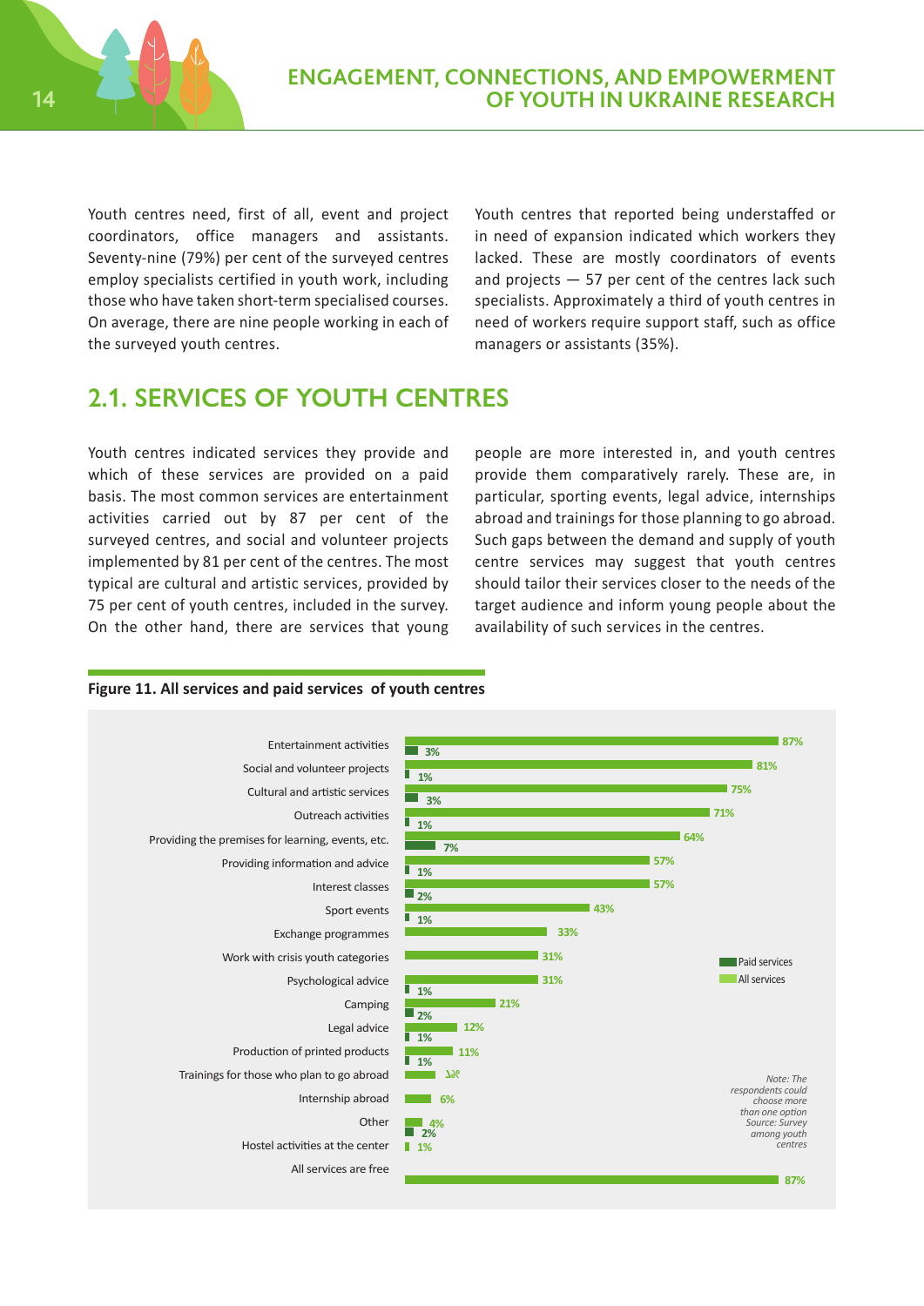Youth centres need, first of all, event and project coordinators, office managers and assistants. Seventy-nine (79%) per cent of the surveyed centres employ specialists certified in youth work, including those who have taken short-term specialised courses. On average, there are nine people working in each of the surveyed youth centres.

Youth centres that reported being understaffed or in need of expansion indicated which workers they lacked. These are mostly coordinators of events and projects — 57 per cent of the centres lack such specialists. Approximately a third of youth centres in need of workers require support staff, such as office managers or assistants (35%).

## 2.1. SERVICES OF YOUTH CENTRES

Youth centres indicated services they provide and which of these services are provided on a paid basis. The most common services are entertainment activities carried out by 87 per cent of the surveyed centres, and social and volunteer projects implemented by 81 per cent of the centres. The most typical are cultural and artistic services, provided by 75 per cent of youth centres, included in the survey. On the other hand, there are services that young people are more interested in, and youth centres provide them comparatively rarely. These are, in particular, sporting events, legal advice, internships abroad and trainings for those planning to go abroad. Such gaps between the demand and supply of youth centre services may suggest that youth centres should tailor their services closer to the needs of the target audience and inform young people about the availability of such services in the centres.

**Figure 11. All services and paid services of youth centres**

| Service | All services | Paid services |
|---|---|---|
| Entertainment activities | 87% | 3% |
| Social and volunteer projects | 81% | 1% |
| Cultural and artistic services | 75% | 3% |
| Outreach activities | 71% | 1% |
| Providing the premises for learning, events, etc. | 64% | 7% |
| Providing information and advice | 57% | 1% |
| Interest classes | 57% | 2% |
| Sport events | 43% | 1% |
| Exchange programmes | 33% | |
| Work with crisis youth categories | 31% | |
| Psychological advice | 31% | 1% |
| Camping | 21% | 2% |
| Legal advice | 12% | 1% |
| Production of printed products | 11% | 1% |
| Trainings for those who plan to go abroad | 7% | |
| Internship abroad | 6% | |
| Other | 4% | 2% |
| Hostel activities at the center | 1% | |
| All services are free | 87% | |

*Note: The respondents could choose more than one option*
*Source: Survey among youth centres*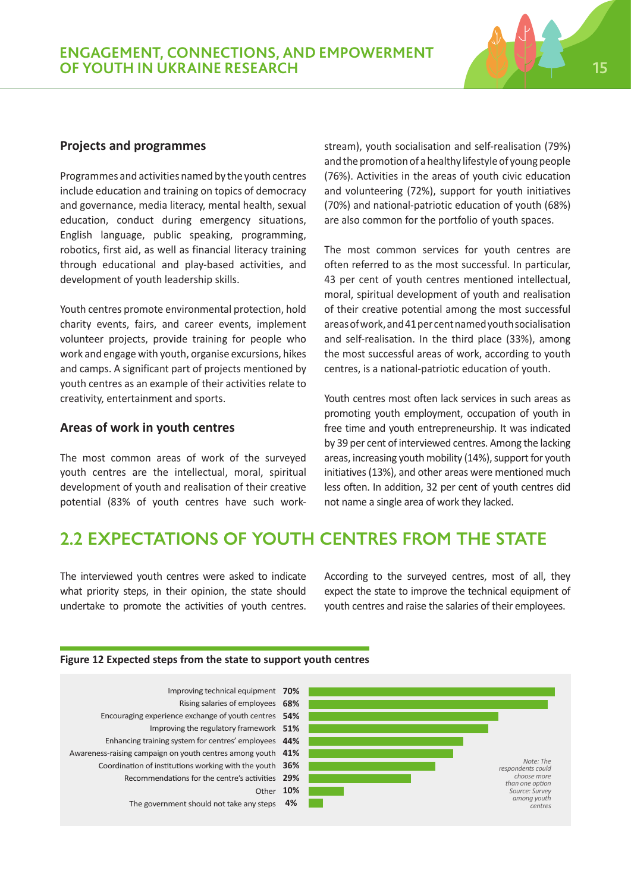### Projects and programmes

Programmes and activities named by the youth centres include education and training on topics of democracy and governance, media literacy, mental health, sexual education, conduct during emergency situations, English language, public speaking, programming, robotics, first aid, as well as financial literacy training through educational and play-based activities, and development of youth leadership skills.

Youth centres promote environmental protection, hold charity events, fairs, and career events, implement volunteer projects, provide training for people who work and engage with youth, organise excursions, hikes and camps. A significant part of projects mentioned by youth centres as an example of their activities relate to creativity, entertainment and sports.

### Areas of work in youth centres

The most common areas of work of the surveyed youth centres are the intellectual, moral, spiritual development of youth and realisation of their creative potential (83% of youth centres have such work-stream), youth socialisation and self-realisation (79%) and the promotion of a healthy lifestyle of young people (76%). Activities in the areas of youth civic education and volunteering (72%), support for youth initiatives (70%) and national-patriotic education of youth (68%) are also common for the portfolio of youth spaces.

The most common services for youth centres are often referred to as the most successful. In particular, 43 per cent of youth centres mentioned intellectual, moral, spiritual development of youth and realisation of their creative potential among the most successful areas of work, and 41 per cent named youth socialisation and self-realisation. In the third place (33%), among the most successful areas of work, according to youth centres, is a national-patriotic education of youth.

Youth centres most often lack services in such areas as promoting youth employment, occupation of youth in free time and youth entrepreneurship. It was indicated by 39 per cent of interviewed centres. Among the lacking areas, increasing youth mobility (14%), support for youth initiatives (13%), and other areas were mentioned much less often. In addition, 32 per cent of youth centres did not name a single area of work they lacked.

## 2.2 EXPECTATIONS OF YOUTH CENTRES FROM THE STATE

The interviewed youth centres were asked to indicate what priority steps, in their opinion, the state should undertake to promote the activities of youth centres. According to the surveyed centres, most of all, they expect the state to improve the technical equipment of youth centres and raise the salaries of their employees.

**Figure 12 Expected steps from the state to support youth centres**

| Step | % |
|---|---|
| Improving technical equipment | 70% |
| Rising salaries of employees | 68% |
| Encouraging experience exchange of youth centres | 54% |
| Improving the regulatory framework | 51% |
| Enhancing training system for centres' employees | 44% |
| Awareness-raising campaign on youth centres among youth | 41% |
| Coordination of institutions working with the youth | 36% |
| Recommendations for the centre's activities | 29% |
| Other | 10% |
| The government should not take any steps | 4% |

*Note: The respondents could choose more than one option*
*Source: Survey among youth centres*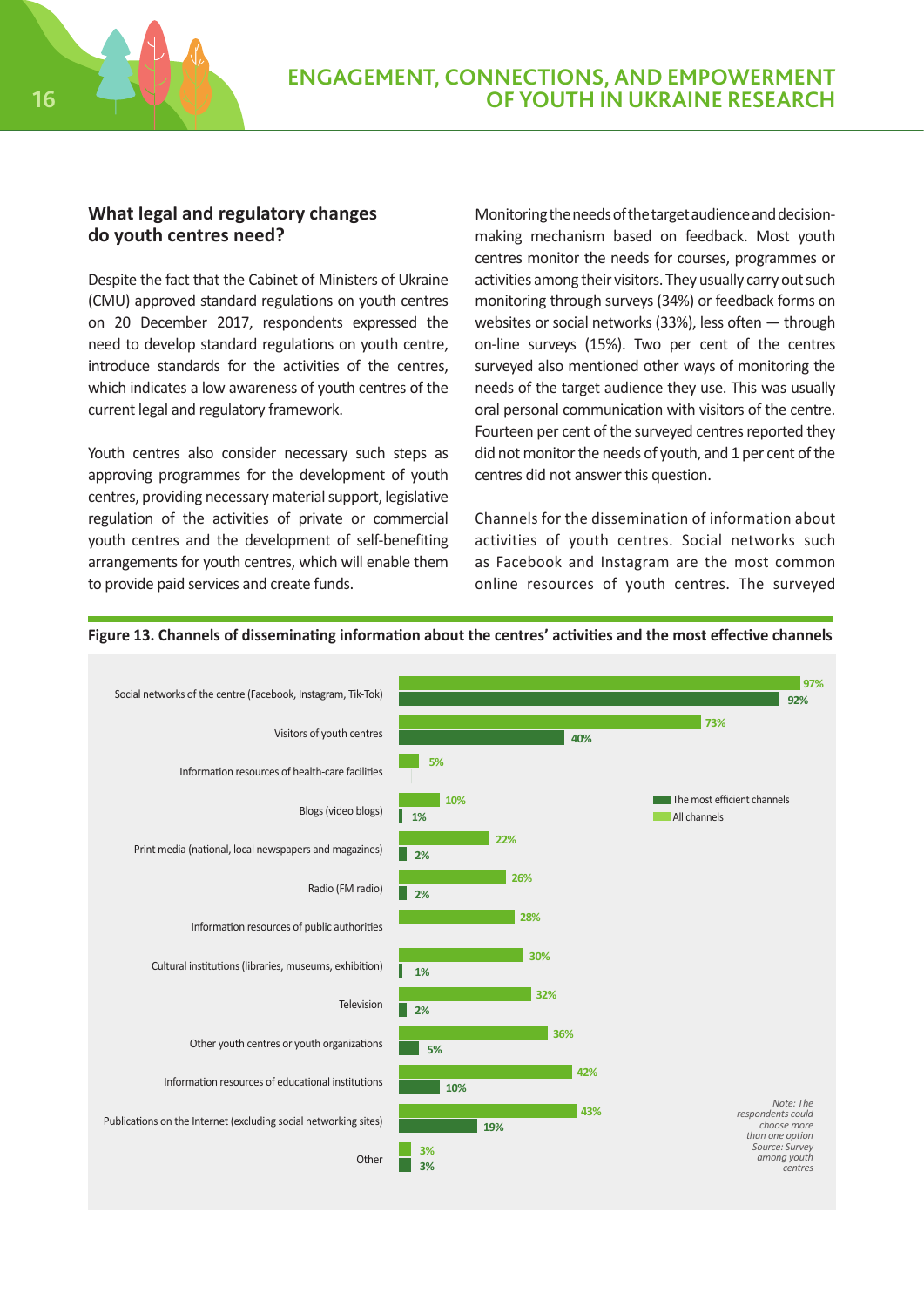### What legal and regulatory changes do youth centres need?

Despite the fact that the Cabinet of Ministers of Ukraine (CMU) approved standard regulations on youth centres on 20 December 2017, respondents expressed the need to develop standard regulations on youth centre, introduce standards for the activities of the centres, which indicates a low awareness of youth centres of the current legal and regulatory framework.

Youth centres also consider necessary such steps as approving programmes for the development of youth centres, providing necessary material support, legislative regulation of the activities of private or commercial youth centres and the development of self-benefiting arrangements for youth centres, which will enable them to provide paid services and create funds.

Monitoring the needs of the target audience and decision-making mechanism based on feedback. Most youth centres monitor the needs for courses, programmes or activities among their visitors. They usually carry out such monitoring through surveys (34%) or feedback forms on websites or social networks (33%), less often — through on-line surveys (15%). Two per cent of the centres surveyed also mentioned other ways of monitoring the needs of the target audience they use. This was usually oral personal communication with visitors of the centre. Fourteen per cent of the surveyed centres reported they did not monitor the needs of youth, and 1 per cent of the centres did not answer this question.

Channels for the dissemination of information about activities of youth centres. Social networks such as Facebook and Instagram are the most common online resources of youth centres. The surveyed

**Figure 13. Channels of disseminating information about the centres' activities and the most effective channels**

| Channel | All channels | The most efficient channels |
|---|---|---|
| Social networks of the centre (Facebook, Instagram, Tik-Tok) | 97% | 92% |
| Visitors of youth centres | 73% | 40% |
| Information resources of health-care facilities | 5% | |
| Blogs (video blogs) | 10% | 1% |
| Print media (national, local newspapers and magazines) | 22% | 2% |
| Radio (FM radio) | 26% | 2% |
| Information resources of public authorities | 28% | |
| Cultural institutions (libraries, museums, exhibition) | 30% | 1% |
| Television | 32% | 2% |
| Other youth centres or youth organizations | 36% | 5% |
| Information resources of educational institutions | 42% | 10% |
| Publications on the Internet (excluding social networking sites) | 43% | 19% |
| Other | 3% | 3% |

*Note: The respondents could choose more than one option*
*Source: Survey among youth centres*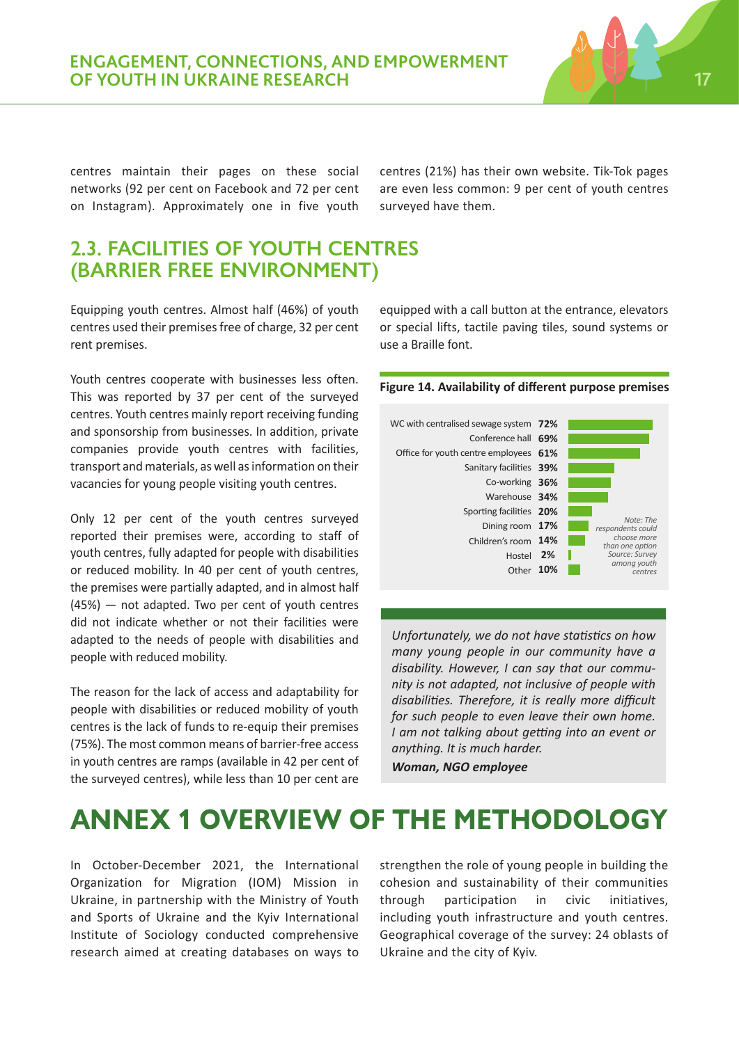centres maintain their pages on these social networks (92 per cent on Facebook and 72 per cent on Instagram). Approximately one in five youth centres (21%) has their own website. Tik-Tok pages are even less common: 9 per cent of youth centres surveyed have them.

## 2.3. FACILITIES OF YOUTH CENTRES (BARRIER FREE ENVIRONMENT)

Equipping youth centres. Almost half (46%) of youth centres used their premises free of charge, 32 per cent rent premises.

Youth centres cooperate with businesses less often. This was reported by 37 per cent of the surveyed centres. Youth centres mainly report receiving funding and sponsorship from businesses. In addition, private companies provide youth centres with facilities, transport and materials, as well as information on their vacancies for young people visiting youth centres.

Only 12 per cent of the youth centres surveyed reported their premises were, according to staff of youth centres, fully adapted for people with disabilities or reduced mobility. In 40 per cent of youth centres, the premises were partially adapted, and in almost half (45%) — not adapted. Two per cent of youth centres did not indicate whether or not their facilities were adapted to the needs of people with disabilities and people with reduced mobility.

The reason for the lack of access and adaptability for people with disabilities or reduced mobility of youth centres is the lack of funds to re-equip their premises (75%). The most common means of barrier-free access in youth centres are ramps (available in 42 per cent of the surveyed centres), while less than 10 per cent are equipped with a call button at the entrance, elevators or special lifts, tactile paving tiles, sound systems or use a Braille font.

**Figure 14. Availability of different purpose premises**

| Premises | % |
|---|---|
| WC with centralised sewage system | 72% |
| Conference hall | 69% |
| Office for youth centre employees | 61% |
| Sanitary facilities | 39% |
| Co-working | 36% |
| Warehouse | 34% |
| Sporting facilities | 20% |
| Dining room | 17% |
| Children's room | 14% |
| Hostel | 2% |
| Other | 10% |

*Note: The respondents could choose more than one option*
*Source: Survey among youth centres*

> *Unfortunately, we do not have statistics on how many young people in our community have a disability. However, I can say that our community is not adapted, not inclusive of people with disabilities. Therefore, it is really more difficult for such people to even leave their own home. I am not talking about getting into an event or anything. It is much harder.*
>
> ***Woman, NGO employee***

# ANNEX 1 OVERVIEW OF THE METHODOLOGY

In October-December 2021, the International Organization for Migration (IOM) Mission in Ukraine, in partnership with the Ministry of Youth and Sports of Ukraine and the Kyiv International Institute of Sociology conducted comprehensive research aimed at creating databases on ways to strengthen the role of young people in building the cohesion and sustainability of their communities through participation in civic initiatives, including youth infrastructure and youth centres. Geographical coverage of the survey: 24 oblasts of Ukraine and the city of Kyiv.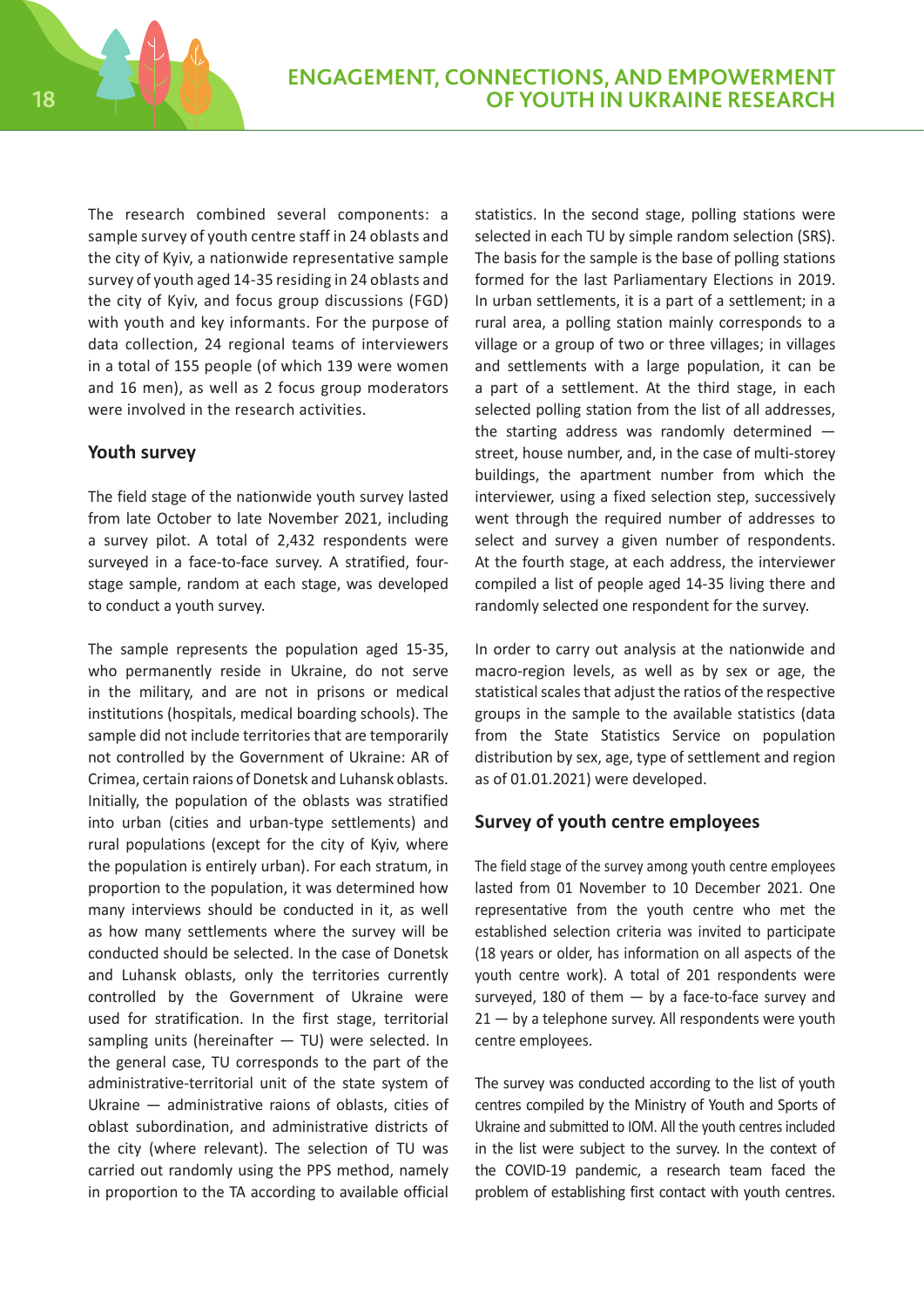The research combined several components: a sample survey of youth centre staff in 24 oblasts and the city of Kyiv, a nationwide representative sample survey of youth aged 14-35 residing in 24 oblasts and the city of Kyiv, and focus group discussions (FGD) with youth and key informants. For the purpose of data collection, 24 regional teams of interviewers in a total of 155 people (of which 139 were women and 16 men), as well as 2 focus group moderators were involved in the research activities.

## Youth survey

The field stage of the nationwide youth survey lasted from late October to late November 2021, including a survey pilot. A total of 2,432 respondents were surveyed in a face-to-face survey. A stratified, four-stage sample, random at each stage, was developed to conduct a youth survey.

The sample represents the population aged 15-35, who permanently reside in Ukraine, do not serve in the military, and are not in prisons or medical institutions (hospitals, medical boarding schools). The sample did not include territories that are temporarily not controlled by the Government of Ukraine: AR of Crimea, certain raions of Donetsk and Luhansk oblasts. Initially, the population of the oblasts was stratified into urban (cities and urban-type settlements) and rural populations (except for the city of Kyiv, where the population is entirely urban). For each stratum, in proportion to the population, it was determined how many interviews should be conducted in it, as well as how many settlements where the survey will be conducted should be selected. In the case of Donetsk and Luhansk oblasts, only the territories currently controlled by the Government of Ukraine were used for stratification. In the first stage, territorial sampling units (hereinafter — TU) were selected. In the general case, TU corresponds to the part of the administrative-territorial unit of the state system of Ukraine — administrative raions of oblasts, cities of oblast subordination, and administrative districts of the city (where relevant). The selection of TU was carried out randomly using the PPS method, namely in proportion to the TA according to available official statistics. In the second stage, polling stations were selected in each TU by simple random selection (SRS). The basis for the sample is the base of polling stations formed for the last Parliamentary Elections in 2019. In urban settlements, it is a part of a settlement; in a rural area, a polling station mainly corresponds to a village or a group of two or three villages; in villages and settlements with a large population, it can be a part of a settlement. At the third stage, in each selected polling station from the list of all addresses, the starting address was randomly determined — street, house number, and, in the case of multi-storey buildings, the apartment number from which the interviewer, using a fixed selection step, successively went through the required number of addresses to select and survey a given number of respondents. At the fourth stage, at each address, the interviewer compiled a list of people aged 14-35 living there and randomly selected one respondent for the survey.

In order to carry out analysis at the nationwide and macro-region levels, as well as by sex or age, the statistical scales that adjust the ratios of the respective groups in the sample to the available statistics (data from the State Statistics Service on population distribution by sex, age, type of settlement and region as of 01.01.2021) were developed.

## Survey of youth centre employees

The field stage of the survey among youth centre employees lasted from 01 November to 10 December 2021. One representative from the youth centre who met the established selection criteria was invited to participate (18 years or older, has information on all aspects of the youth centre work). A total of 201 respondents were surveyed, 180 of them — by a face-to-face survey and 21 — by a telephone survey. All respondents were youth centre employees.

The survey was conducted according to the list of youth centres compiled by the Ministry of Youth and Sports of Ukraine and submitted to IOM. All the youth centres included in the list were subject to the survey. In the context of the COVID-19 pandemic, a research team faced the problem of establishing first contact with youth centres.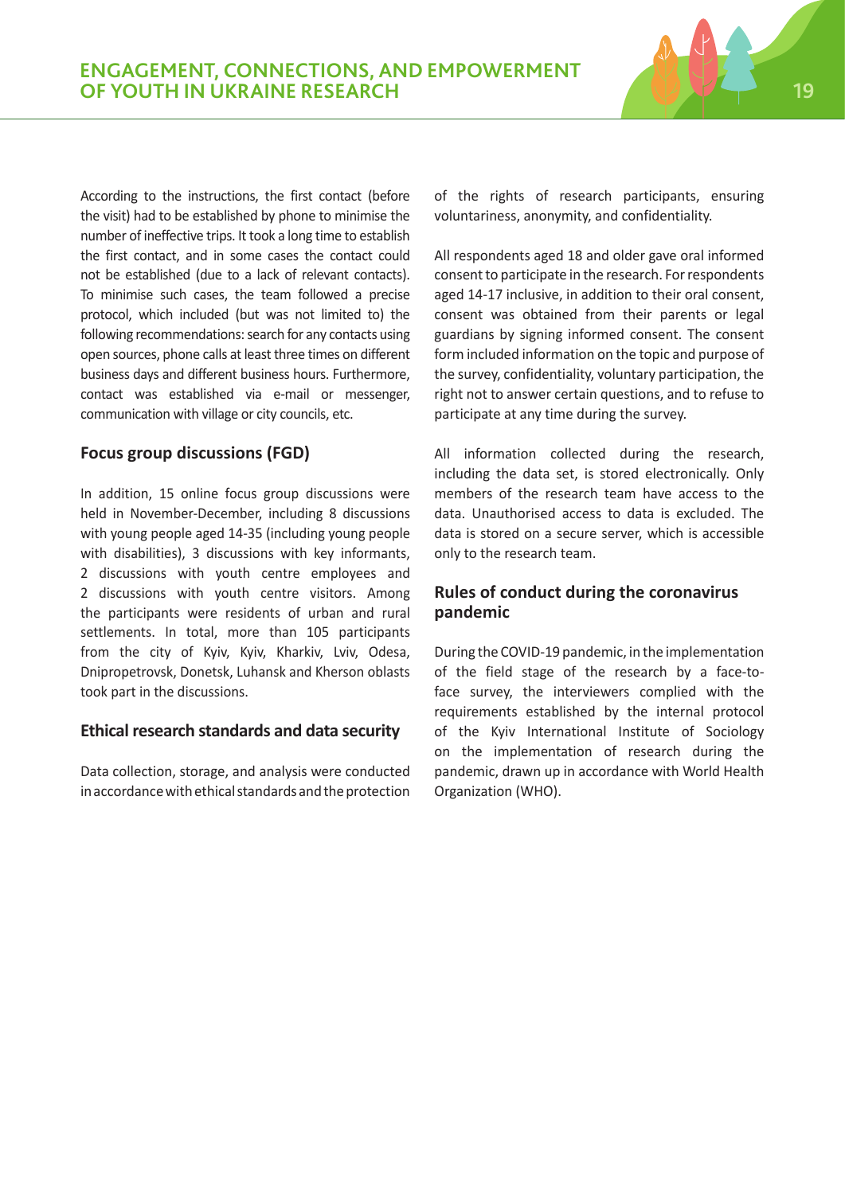According to the instructions, the first contact (before the visit) had to be established by phone to minimise the number of ineffective trips. It took a long time to establish the first contact, and in some cases the contact could not be established (due to a lack of relevant contacts). To minimise such cases, the team followed a precise protocol, which included (but was not limited to) the following recommendations: search for any contacts using open sources, phone calls at least three times on different business days and different business hours. Furthermore, contact was established via e-mail or messenger, communication with village or city councils, etc.

### Focus group discussions (FGD)

In addition, 15 online focus group discussions were held in November-December, including 8 discussions with young people aged 14-35 (including young people with disabilities), 3 discussions with key informants, 2 discussions with youth centre employees and 2 discussions with youth centre visitors. Among the participants were residents of urban and rural settlements. In total, more than 105 participants from the city of Kyiv, Kyiv, Kharkiv, Lviv, Odesa, Dnipropetrovsk, Donetsk, Luhansk and Kherson oblasts took part in the discussions.

### Ethical research standards and data security

Data collection, storage, and analysis were conducted in accordance with ethical standards and the protection of the rights of research participants, ensuring voluntariness, anonymity, and confidentiality.

All respondents aged 18 and older gave oral informed consent to participate in the research. For respondents aged 14-17 inclusive, in addition to their oral consent, consent was obtained from their parents or legal guardians by signing informed consent. The consent form included information on the topic and purpose of the survey, confidentiality, voluntary participation, the right not to answer certain questions, and to refuse to participate at any time during the survey.

All information collected during the research, including the data set, is stored electronically. Only members of the research team have access to the data. Unauthorised access to data is excluded. The data is stored on a secure server, which is accessible only to the research team.

### Rules of conduct during the coronavirus pandemic

During the COVID-19 pandemic, in the implementation of the field stage of the research by a face-to-face survey, the interviewers complied with the requirements established by the internal protocol of the Kyiv International Institute of Sociology on the implementation of research during the pandemic, drawn up in accordance with World Health Organization (WHO).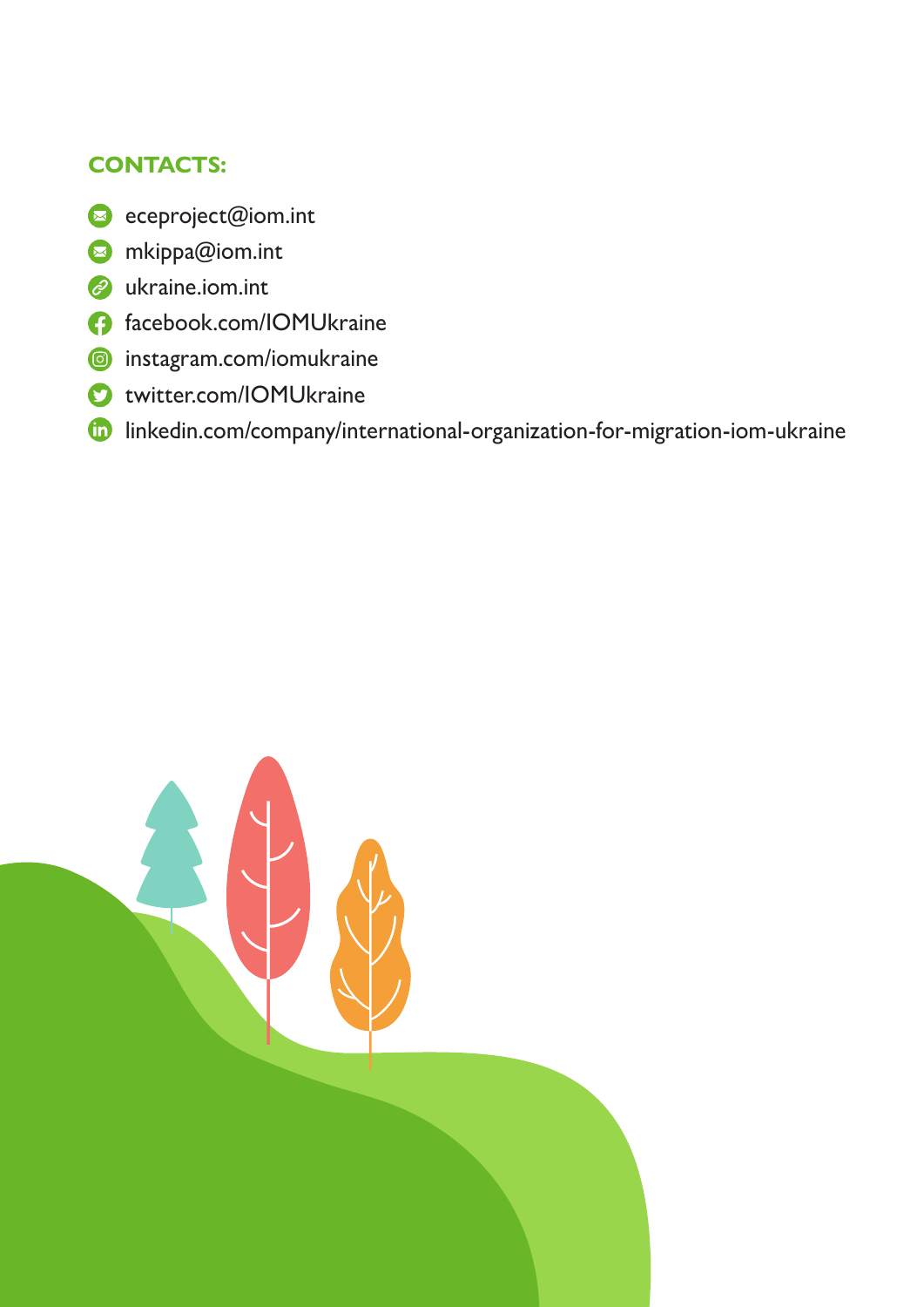**CONTACTS:**

- eceproject@iom.int
- mkippa@iom.int
- ukraine.iom.int
- facebook.com/IOMUkraine
- instagram.com/iomukraine
- twitter.com/IOMUkraine
- linkedin.com/company/international-organization-for-migration-iom-ukraine